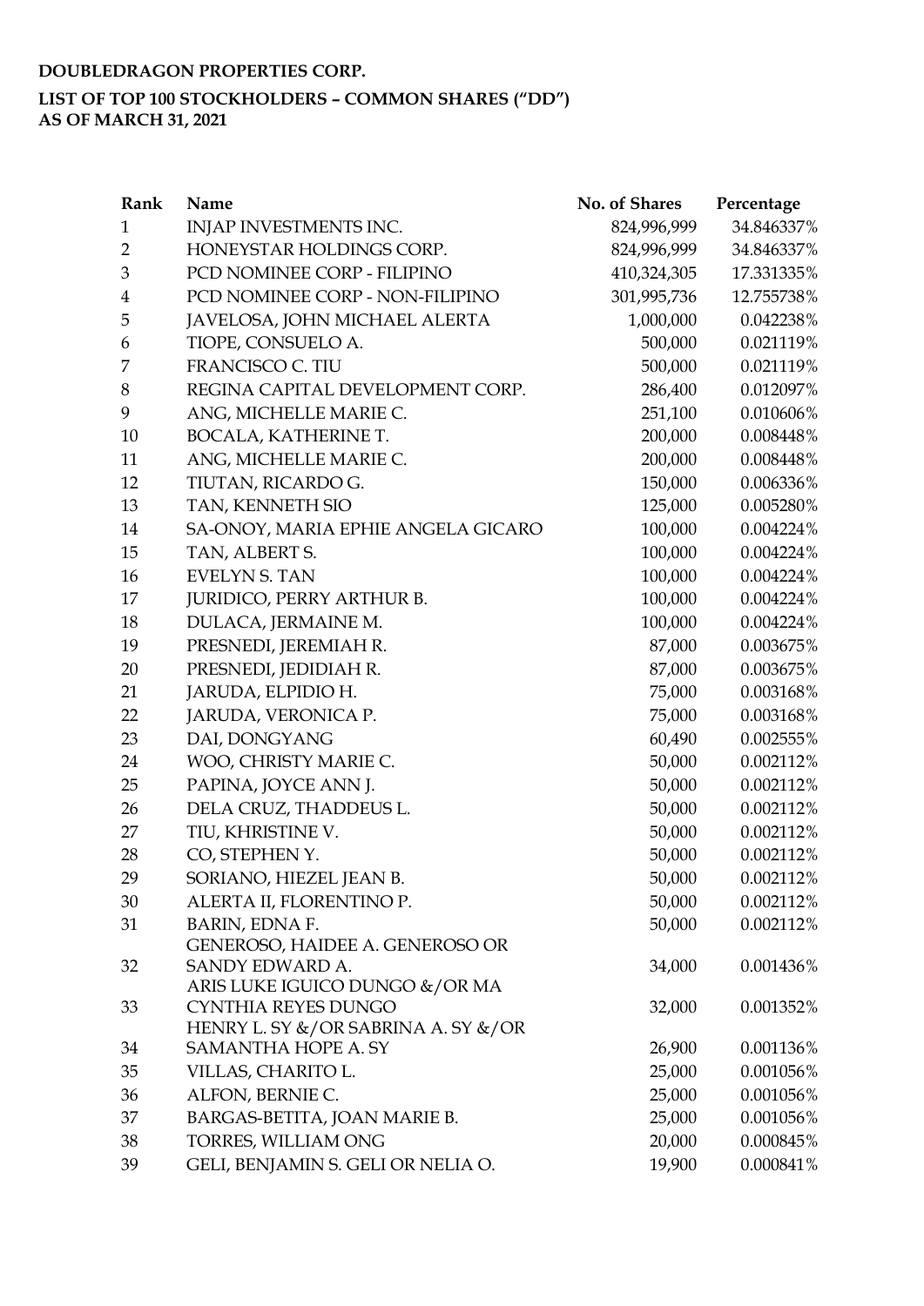**DOUBLEDRAGON PROPERTIES CORP.**

**LIST OF TOP 100 STOCKHOLDERS – COMMON SHARES ("DD")**
**AS OF MARCH 31, 2021**

| Rank | Name | No. of Shares | Percentage |
|---|---|---|---|
| 1 | INJAP INVESTMENTS INC. | 824,996,999 | 34.846337% |
| 2 | HONEYSTAR HOLDINGS CORP. | 824,996,999 | 34.846337% |
| 3 | PCD NOMINEE CORP - FILIPINO | 410,324,305 | 17.331335% |
| 4 | PCD NOMINEE CORP - NON-FILIPINO | 301,995,736 | 12.755738% |
| 5 | JAVELOSA, JOHN MICHAEL ALERTA | 1,000,000 | 0.042238% |
| 6 | TIOPE, CONSUELO A. | 500,000 | 0.021119% |
| 7 | FRANCISCO C. TIU | 500,000 | 0.021119% |
| 8 | REGINA CAPITAL DEVELOPMENT CORP. | 286,400 | 0.012097% |
| 9 | ANG, MICHELLE MARIE C. | 251,100 | 0.010606% |
| 10 | BOCALA, KATHERINE T. | 200,000 | 0.008448% |
| 11 | ANG, MICHELLE MARIE C. | 200,000 | 0.008448% |
| 12 | TIUTAN, RICARDO G. | 150,000 | 0.006336% |
| 13 | TAN, KENNETH SIO | 125,000 | 0.005280% |
| 14 | SA-ONOY, MARIA EPHIE ANGELA GICARO | 100,000 | 0.004224% |
| 15 | TAN, ALBERT S. | 100,000 | 0.004224% |
| 16 | EVELYN S. TAN | 100,000 | 0.004224% |
| 17 | JURIDICO, PERRY ARTHUR B. | 100,000 | 0.004224% |
| 18 | DULACA, JERMAINE M. | 100,000 | 0.004224% |
| 19 | PRESNEDI, JEREMIAH R. | 87,000 | 0.003675% |
| 20 | PRESNEDI, JEDIDIAH R. | 87,000 | 0.003675% |
| 21 | JARUDA, ELPIDIO H. | 75,000 | 0.003168% |
| 22 | JARUDA, VERONICA P. | 75,000 | 0.003168% |
| 23 | DAI, DONGYANG | 60,490 | 0.002555% |
| 24 | WOO, CHRISTY MARIE C. | 50,000 | 0.002112% |
| 25 | PAPINA, JOYCE ANN J. | 50,000 | 0.002112% |
| 26 | DELA CRUZ, THADDEUS L. | 50,000 | 0.002112% |
| 27 | TIU, KHRISTINE V. | 50,000 | 0.002112% |
| 28 | CO, STEPHEN Y. | 50,000 | 0.002112% |
| 29 | SORIANO, HIEZEL JEAN B. | 50,000 | 0.002112% |
| 30 | ALERTA II, FLORENTINO P. | 50,000 | 0.002112% |
| 31 | BARIN, EDNA F. | 50,000 | 0.002112% |
| 32 | GENEROSO, HAIDEE A. GENEROSO OR SANDY EDWARD A. | 34,000 | 0.001436% |
| 33 | ARIS LUKE IGUICO DUNGO &/OR MA CYNTHIA REYES DUNGO | 32,000 | 0.001352% |
| 34 | HENRY L. SY &/OR SABRINA A. SY &/OR SAMANTHA HOPE A. SY | 26,900 | 0.001136% |
| 35 | VILLAS, CHARITO L. | 25,000 | 0.001056% |
| 36 | ALFON, BERNIE C. | 25,000 | 0.001056% |
| 37 | BARGAS-BETITA, JOAN MARIE B. | 25,000 | 0.001056% |
| 38 | TORRES, WILLIAM ONG | 20,000 | 0.000845% |
| 39 | GELI, BENJAMIN S. GELI OR NELIA O. | 19,900 | 0.000841% |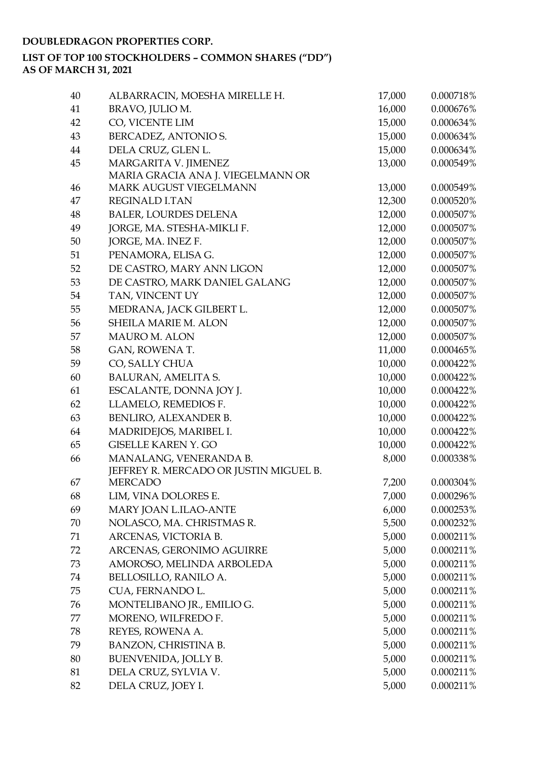**DOUBLEDRAGON PROPERTIES CORP.**

**LIST OF TOP 100 STOCKHOLDERS – COMMON SHARES ("DD")**
**AS OF MARCH 31, 2021**

| | | | |
|---|---|---|---|
| 40 | ALBARRACIN, MOESHA MIRELLE H. | 17,000 | 0.000718% |
| 41 | BRAVO, JULIO M. | 16,000 | 0.000676% |
| 42 | CO, VICENTE LIM | 15,000 | 0.000634% |
| 43 | BERCADEZ, ANTONIO S. | 15,000 | 0.000634% |
| 44 | DELA CRUZ, GLEN L. | 15,000 | 0.000634% |
| 45 | MARGARITA V. JIMENEZ | 13,000 | 0.000549% |
| 46 | MARIA GRACIA ANA J. VIEGELMANN OR MARK AUGUST VIEGELMANN | 13,000 | 0.000549% |
| 47 | REGINALD I.TAN | 12,300 | 0.000520% |
| 48 | BALER, LOURDES DELENA | 12,000 | 0.000507% |
| 49 | JORGE, MA. STESHA-MIKLI F. | 12,000 | 0.000507% |
| 50 | JORGE, MA. INEZ F. | 12,000 | 0.000507% |
| 51 | PENAMORA, ELISA G. | 12,000 | 0.000507% |
| 52 | DE CASTRO, MARY ANN LIGON | 12,000 | 0.000507% |
| 53 | DE CASTRO, MARK DANIEL GALANG | 12,000 | 0.000507% |
| 54 | TAN, VINCENT UY | 12,000 | 0.000507% |
| 55 | MEDRANA, JACK GILBERT L. | 12,000 | 0.000507% |
| 56 | SHEILA MARIE M. ALON | 12,000 | 0.000507% |
| 57 | MAURO M. ALON | 12,000 | 0.000507% |
| 58 | GAN, ROWENA T. | 11,000 | 0.000465% |
| 59 | CO, SALLY CHUA | 10,000 | 0.000422% |
| 60 | BALURAN, AMELITA S. | 10,000 | 0.000422% |
| 61 | ESCALANTE, DONNA JOY J. | 10,000 | 0.000422% |
| 62 | LLAMELO, REMEDIOS F. | 10,000 | 0.000422% |
| 63 | BENLIRO, ALEXANDER B. | 10,000 | 0.000422% |
| 64 | MADRIDEJOS, MARIBEL I. | 10,000 | 0.000422% |
| 65 | GISELLE KAREN Y. GO | 10,000 | 0.000422% |
| 66 | MANALANG, VENERANDA B. | 8,000 | 0.000338% |
| 67 | JEFFREY R. MERCADO OR JUSTIN MIGUEL B. MERCADO | 7,200 | 0.000304% |
| 68 | LIM, VINA DOLORES E. | 7,000 | 0.000296% |
| 69 | MARY JOAN L.ILAO-ANTE | 6,000 | 0.000253% |
| 70 | NOLASCO, MA. CHRISTMAS R. | 5,500 | 0.000232% |
| 71 | ARCENAS, VICTORIA B. | 5,000 | 0.000211% |
| 72 | ARCENAS, GERONIMO AGUIRRE | 5,000 | 0.000211% |
| 73 | AMOROSO, MELINDA ARBOLEDA | 5,000 | 0.000211% |
| 74 | BELLOSILLO, RANILO A. | 5,000 | 0.000211% |
| 75 | CUA, FERNANDO L. | 5,000 | 0.000211% |
| 76 | MONTELIBANO JR., EMILIO G. | 5,000 | 0.000211% |
| 77 | MORENO, WILFREDO F. | 5,000 | 0.000211% |
| 78 | REYES, ROWENA A. | 5,000 | 0.000211% |
| 79 | BANZON, CHRISTINA B. | 5,000 | 0.000211% |
| 80 | BUENVENIDA, JOLLY B. | 5,000 | 0.000211% |
| 81 | DELA CRUZ, SYLVIA V. | 5,000 | 0.000211% |
| 82 | DELA CRUZ, JOEY I. | 5,000 | 0.000211% |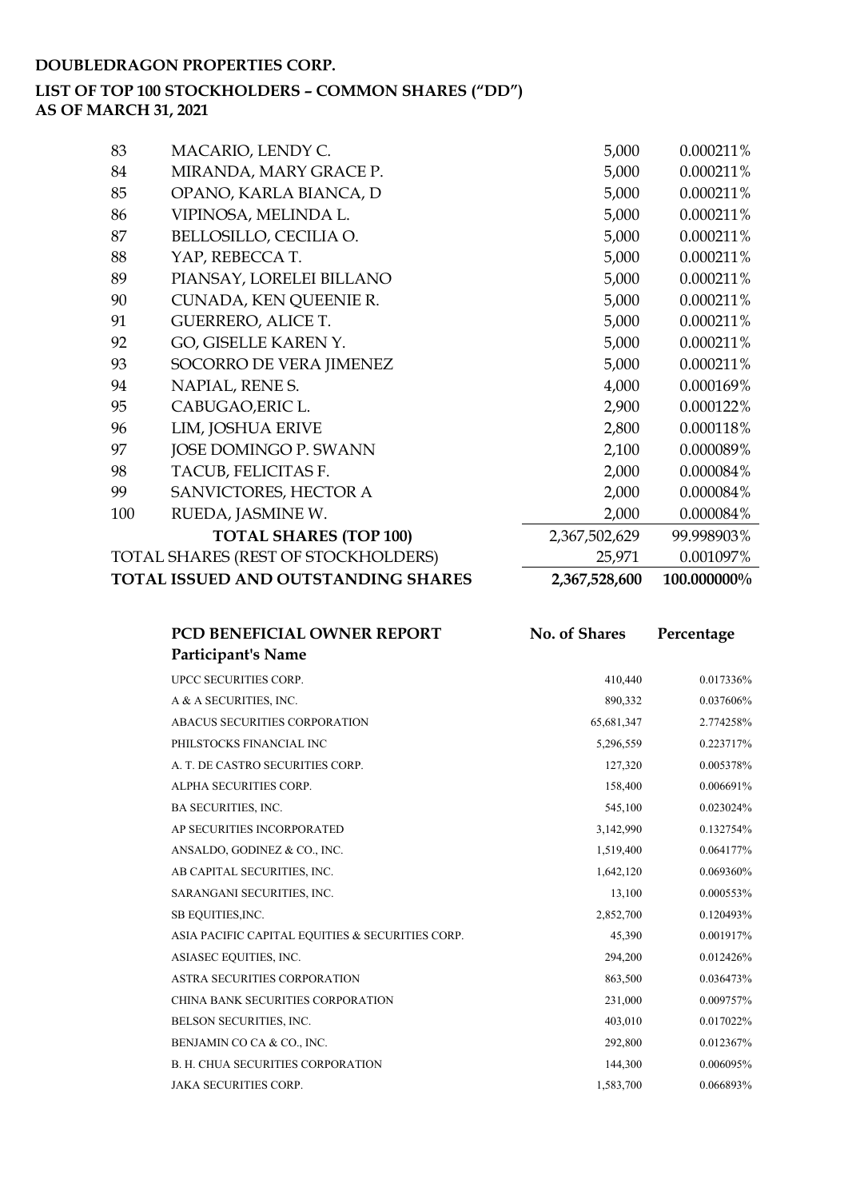**DOUBLEDRAGON PROPERTIES CORP.**

**LIST OF TOP 100 STOCKHOLDERS – COMMON SHARES ("DD")**
**AS OF MARCH 31, 2021**

| | | | |
|---|---|---|---|
| 83 | MACARIO, LENDY C. | 5,000 | 0.000211% |
| 84 | MIRANDA, MARY GRACE P. | 5,000 | 0.000211% |
| 85 | OPANO, KARLA BIANCA, D | 5,000 | 0.000211% |
| 86 | VIPINOSA, MELINDA L. | 5,000 | 0.000211% |
| 87 | BELLOSILLO, CECILIA O. | 5,000 | 0.000211% |
| 88 | YAP, REBECCA T. | 5,000 | 0.000211% |
| 89 | PIANSAY, LORELEI BILLANO | 5,000 | 0.000211% |
| 90 | CUNADA, KEN QUEENIE R. | 5,000 | 0.000211% |
| 91 | GUERRERO, ALICE T. | 5,000 | 0.000211% |
| 92 | GO, GISELLE KAREN Y. | 5,000 | 0.000211% |
| 93 | SOCORRO DE VERA JIMENEZ | 5,000 | 0.000211% |
| 94 | NAPIAL, RENE S. | 4,000 | 0.000169% |
| 95 | CABUGAO,ERIC L. | 2,900 | 0.000122% |
| 96 | LIM, JOSHUA ERIVE | 2,800 | 0.000118% |
| 97 | JOSE DOMINGO P. SWANN | 2,100 | 0.000089% |
| 98 | TACUB, FELICITAS F. | 2,000 | 0.000084% |
| 99 | SANVICTORES, HECTOR A | 2,000 | 0.000084% |
| 100 | RUEDA, JASMINE W. | 2,000 | 0.000084% |
| | **TOTAL SHARES (TOP 100)** | 2,367,502,629 | 99.998903% |
| | TOTAL SHARES (REST OF STOCKHOLDERS) | 25,971 | 0.001097% |
| | **TOTAL ISSUED AND OUTSTANDING SHARES** | **2,367,528,600** | **100.000000%** |

| **PCD BENEFICIAL OWNER REPORT Participant's Name** | **No. of Shares** | **Percentage** |
|---|---|---|
| UPCC SECURITIES CORP. | 410,440 | 0.017336% |
| A & A SECURITIES, INC. | 890,332 | 0.037606% |
| ABACUS SECURITIES CORPORATION | 65,681,347 | 2.774258% |
| PHILSTOCKS FINANCIAL INC | 5,296,559 | 0.223717% |
| A. T. DE CASTRO SECURITIES CORP. | 127,320 | 0.005378% |
| ALPHA SECURITIES CORP. | 158,400 | 0.006691% |
| BA SECURITIES, INC. | 545,100 | 0.023024% |
| AP SECURITIES INCORPORATED | 3,142,990 | 0.132754% |
| ANSALDO, GODINEZ & CO., INC. | 1,519,400 | 0.064177% |
| AB CAPITAL SECURITIES, INC. | 1,642,120 | 0.069360% |
| SARANGANI SECURITIES, INC. | 13,100 | 0.000553% |
| SB EQUITIES,INC. | 2,852,700 | 0.120493% |
| ASIA PACIFIC CAPITAL EQUITIES & SECURITIES CORP. | 45,390 | 0.001917% |
| ASIASEC EQUITIES, INC. | 294,200 | 0.012426% |
| ASTRA SECURITIES CORPORATION | 863,500 | 0.036473% |
| CHINA BANK SECURITIES CORPORATION | 231,000 | 0.009757% |
| BELSON SECURITIES, INC. | 403,010 | 0.017022% |
| BENJAMIN CO CA & CO., INC. | 292,800 | 0.012367% |
| B. H. CHUA SECURITIES CORPORATION | 144,300 | 0.006095% |
| JAKA SECURITIES CORP. | 1,583,700 | 0.066893% |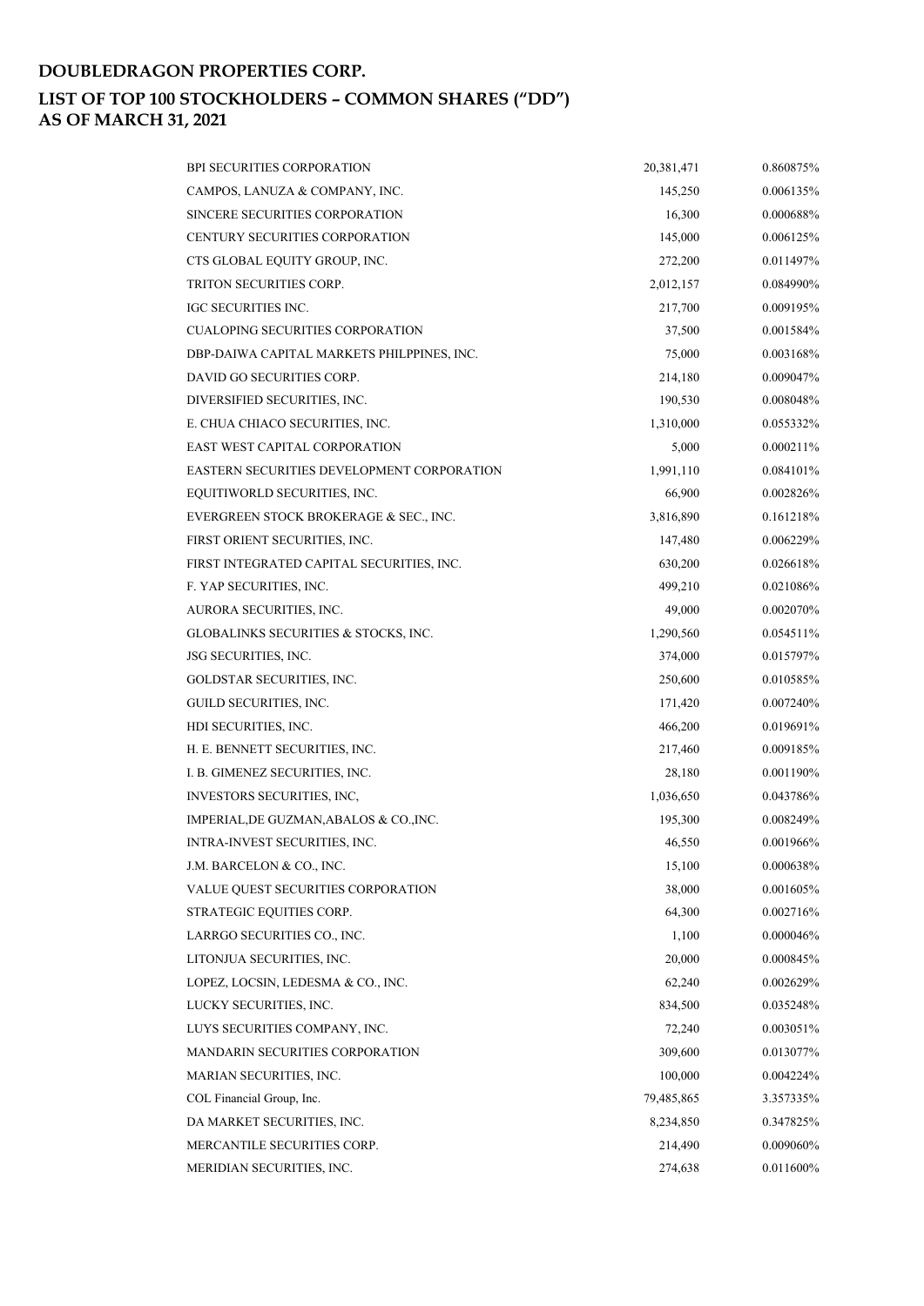# DOUBLEDRAGON PROPERTIES CORP.

## LIST OF TOP 100 STOCKHOLDERS – COMMON SHARES ("DD")
## AS OF MARCH 31, 2021

| | | |
|---|---|---|
| BPI SECURITIES CORPORATION | 20,381,471 | 0.860875% |
| CAMPOS, LANUZA & COMPANY, INC. | 145,250 | 0.006135% |
| SINCERE SECURITIES CORPORATION | 16,300 | 0.000688% |
| CENTURY SECURITIES CORPORATION | 145,000 | 0.006125% |
| CTS GLOBAL EQUITY GROUP, INC. | 272,200 | 0.011497% |
| TRITON SECURITIES CORP. | 2,012,157 | 0.084990% |
| IGC SECURITIES INC. | 217,700 | 0.009195% |
| CUALOPING SECURITIES CORPORATION | 37,500 | 0.001584% |
| DBP-DAIWA CAPITAL MARKETS PHILPPINES, INC. | 75,000 | 0.003168% |
| DAVID GO SECURITIES CORP. | 214,180 | 0.009047% |
| DIVERSIFIED SECURITIES, INC. | 190,530 | 0.008048% |
| E. CHUA CHIACO SECURITIES, INC. | 1,310,000 | 0.055332% |
| EAST WEST CAPITAL CORPORATION | 5,000 | 0.000211% |
| EASTERN SECURITIES DEVELOPMENT CORPORATION | 1,991,110 | 0.084101% |
| EQUITIWORLD SECURITIES, INC. | 66,900 | 0.002826% |
| EVERGREEN STOCK BROKERAGE & SEC., INC. | 3,816,890 | 0.161218% |
| FIRST ORIENT SECURITIES, INC. | 147,480 | 0.006229% |
| FIRST INTEGRATED CAPITAL SECURITIES, INC. | 630,200 | 0.026618% |
| F. YAP SECURITIES, INC. | 499,210 | 0.021086% |
| AURORA SECURITIES, INC. | 49,000 | 0.002070% |
| GLOBALINKS SECURITIES & STOCKS, INC. | 1,290,560 | 0.054511% |
| JSG SECURITIES, INC. | 374,000 | 0.015797% |
| GOLDSTAR SECURITIES, INC. | 250,600 | 0.010585% |
| GUILD SECURITIES, INC. | 171,420 | 0.007240% |
| HDI SECURITIES, INC. | 466,200 | 0.019691% |
| H. E. BENNETT SECURITIES, INC. | 217,460 | 0.009185% |
| I. B. GIMENEZ SECURITIES, INC. | 28,180 | 0.001190% |
| INVESTORS SECURITIES, INC, | 1,036,650 | 0.043786% |
| IMPERIAL,DE GUZMAN,ABALOS & CO.,INC. | 195,300 | 0.008249% |
| INTRA-INVEST SECURITIES, INC. | 46,550 | 0.001966% |
| J.M. BARCELON & CO., INC. | 15,100 | 0.000638% |
| VALUE QUEST SECURITIES CORPORATION | 38,000 | 0.001605% |
| STRATEGIC EQUITIES CORP. | 64,300 | 0.002716% |
| LARRGO SECURITIES CO., INC. | 1,100 | 0.000046% |
| LITONJUA SECURITIES, INC. | 20,000 | 0.000845% |
| LOPEZ, LOCSIN, LEDESMA & CO., INC. | 62,240 | 0.002629% |
| LUCKY SECURITIES, INC. | 834,500 | 0.035248% |
| LUYS SECURITIES COMPANY, INC. | 72,240 | 0.003051% |
| MANDARIN SECURITIES CORPORATION | 309,600 | 0.013077% |
| MARIAN SECURITIES, INC. | 100,000 | 0.004224% |
| COL Financial Group, Inc. | 79,485,865 | 3.357335% |
| DA MARKET SECURITIES, INC. | 8,234,850 | 0.347825% |
| MERCANTILE SECURITIES CORP. | 214,490 | 0.009060% |
| MERIDIAN SECURITIES, INC. | 274,638 | 0.011600% |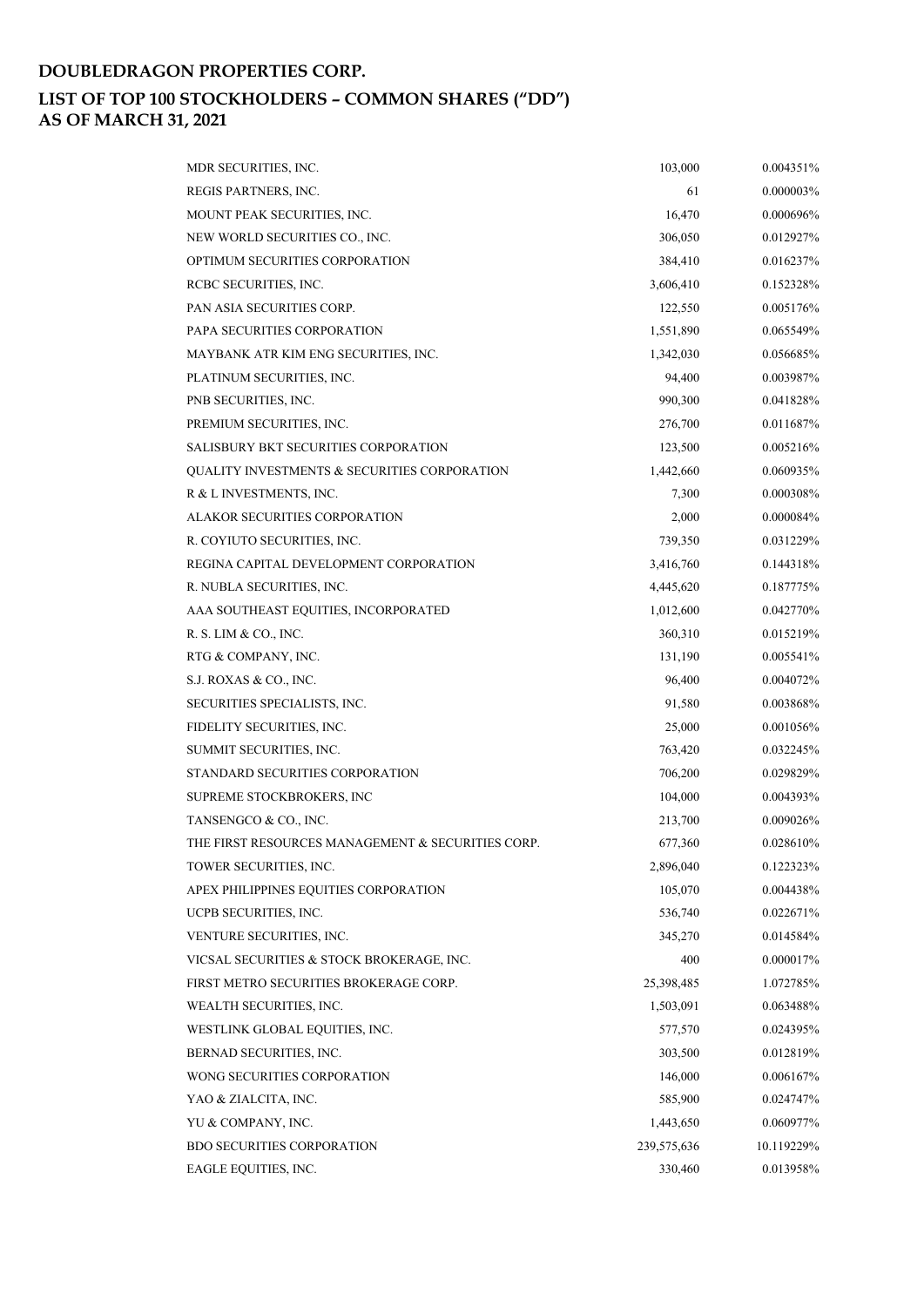# DOUBLEDRAGON PROPERTIES CORP.

## LIST OF TOP 100 STOCKHOLDERS – COMMON SHARES ("DD")

## AS OF MARCH 31, 2021

| | | |
|---|---|---|
| MDR SECURITIES, INC. | 103,000 | 0.004351% |
| REGIS PARTNERS, INC. | 61 | 0.000003% |
| MOUNT PEAK SECURITIES, INC. | 16,470 | 0.000696% |
| NEW WORLD SECURITIES CO., INC. | 306,050 | 0.012927% |
| OPTIMUM SECURITIES CORPORATION | 384,410 | 0.016237% |
| RCBC SECURITIES, INC. | 3,606,410 | 0.152328% |
| PAN ASIA SECURITIES CORP. | 122,550 | 0.005176% |
| PAPA SECURITIES CORPORATION | 1,551,890 | 0.065549% |
| MAYBANK ATR KIM ENG SECURITIES, INC. | 1,342,030 | 0.056685% |
| PLATINUM SECURITIES, INC. | 94,400 | 0.003987% |
| PNB SECURITIES, INC. | 990,300 | 0.041828% |
| PREMIUM SECURITIES, INC. | 276,700 | 0.011687% |
| SALISBURY BKT SECURITIES CORPORATION | 123,500 | 0.005216% |
| QUALITY INVESTMENTS & SECURITIES CORPORATION | 1,442,660 | 0.060935% |
| R & L INVESTMENTS, INC. | 7,300 | 0.000308% |
| ALAKOR SECURITIES CORPORATION | 2,000 | 0.000084% |
| R. COYIUTO SECURITIES, INC. | 739,350 | 0.031229% |
| REGINA CAPITAL DEVELOPMENT CORPORATION | 3,416,760 | 0.144318% |
| R. NUBLA SECURITIES, INC. | 4,445,620 | 0.187775% |
| AAA SOUTHEAST EQUITIES, INCORPORATED | 1,012,600 | 0.042770% |
| R. S. LIM & CO., INC. | 360,310 | 0.015219% |
| RTG & COMPANY, INC. | 131,190 | 0.005541% |
| S.J. ROXAS & CO., INC. | 96,400 | 0.004072% |
| SECURITIES SPECIALISTS, INC. | 91,580 | 0.003868% |
| FIDELITY SECURITIES, INC. | 25,000 | 0.001056% |
| SUMMIT SECURITIES, INC. | 763,420 | 0.032245% |
| STANDARD SECURITIES CORPORATION | 706,200 | 0.029829% |
| SUPREME STOCKBROKERS, INC | 104,000 | 0.004393% |
| TANSENGCO & CO., INC. | 213,700 | 0.009026% |
| THE FIRST RESOURCES MANAGEMENT & SECURITIES CORP. | 677,360 | 0.028610% |
| TOWER SECURITIES, INC. | 2,896,040 | 0.122323% |
| APEX PHILIPPINES EQUITIES CORPORATION | 105,070 | 0.004438% |
| UCPB SECURITIES, INC. | 536,740 | 0.022671% |
| VENTURE SECURITIES, INC. | 345,270 | 0.014584% |
| VICSAL SECURITIES & STOCK BROKERAGE, INC. | 400 | 0.000017% |
| FIRST METRO SECURITIES BROKERAGE CORP. | 25,398,485 | 1.072785% |
| WEALTH SECURITIES, INC. | 1,503,091 | 0.063488% |
| WESTLINK GLOBAL EQUITIES, INC. | 577,570 | 0.024395% |
| BERNAD SECURITIES, INC. | 303,500 | 0.012819% |
| WONG SECURITIES CORPORATION | 146,000 | 0.006167% |
| YAO & ZIALCITA, INC. | 585,900 | 0.024747% |
| YU & COMPANY, INC. | 1,443,650 | 0.060977% |
| BDO SECURITIES CORPORATION | 239,575,636 | 10.119229% |
| EAGLE EQUITIES, INC. | 330,460 | 0.013958% |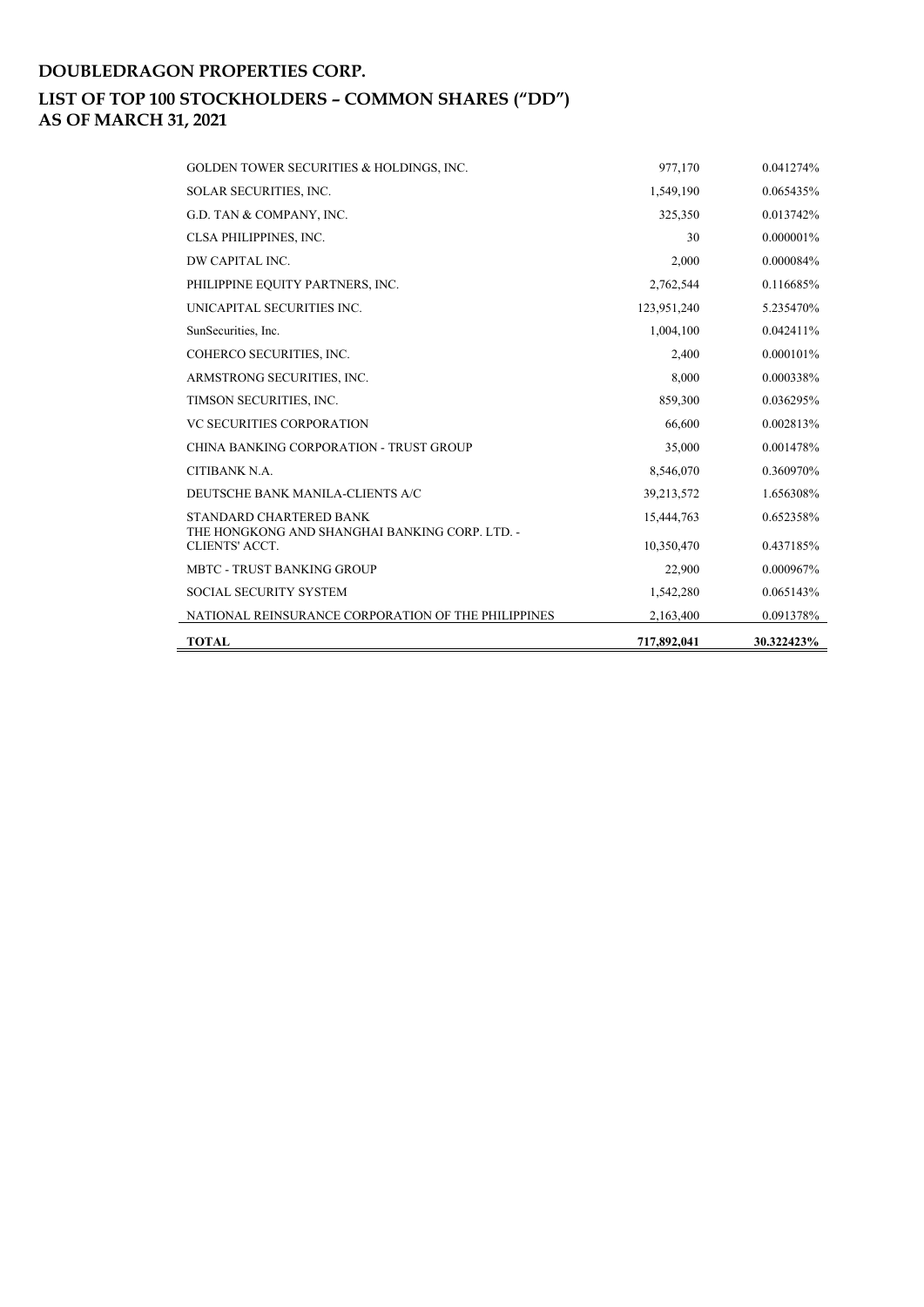# DOUBLEDRAGON PROPERTIES CORP.

## LIST OF TOP 100 STOCKHOLDERS – COMMON SHARES ("DD") AS OF MARCH 31, 2021

| | | |
|---|---|---|
| GOLDEN TOWER SECURITIES & HOLDINGS, INC. | 977,170 | 0.041274% |
| SOLAR SECURITIES, INC. | 1,549,190 | 0.065435% |
| G.D. TAN & COMPANY, INC. | 325,350 | 0.013742% |
| CLSA PHILIPPINES, INC. | 30 | 0.000001% |
| DW CAPITAL INC. | 2,000 | 0.000084% |
| PHILIPPINE EQUITY PARTNERS, INC. | 2,762,544 | 0.116685% |
| UNICAPITAL SECURITIES INC. | 123,951,240 | 5.235470% |
| SunSecurities, Inc. | 1,004,100 | 0.042411% |
| COHERCO SECURITIES, INC. | 2,400 | 0.000101% |
| ARMSTRONG SECURITIES, INC. | 8,000 | 0.000338% |
| TIMSON SECURITIES, INC. | 859,300 | 0.036295% |
| VC SECURITIES CORPORATION | 66,600 | 0.002813% |
| CHINA BANKING CORPORATION - TRUST GROUP | 35,000 | 0.001478% |
| CITIBANK N.A. | 8,546,070 | 0.360970% |
| DEUTSCHE BANK MANILA-CLIENTS A/C | 39,213,572 | 1.656308% |
| STANDARD CHARTERED BANK | 15,444,763 | 0.652358% |
| THE HONGKONG AND SHANGHAI BANKING CORP. LTD. - CLIENTS' ACCT. | 10,350,470 | 0.437185% |
| MBTC - TRUST BANKING GROUP | 22,900 | 0.000967% |
| SOCIAL SECURITY SYSTEM | 1,542,280 | 0.065143% |
| NATIONAL REINSURANCE CORPORATION OF THE PHILIPPINES | 2,163,400 | 0.091378% |
| **TOTAL** | **717,892,041** | **30.322423%** |